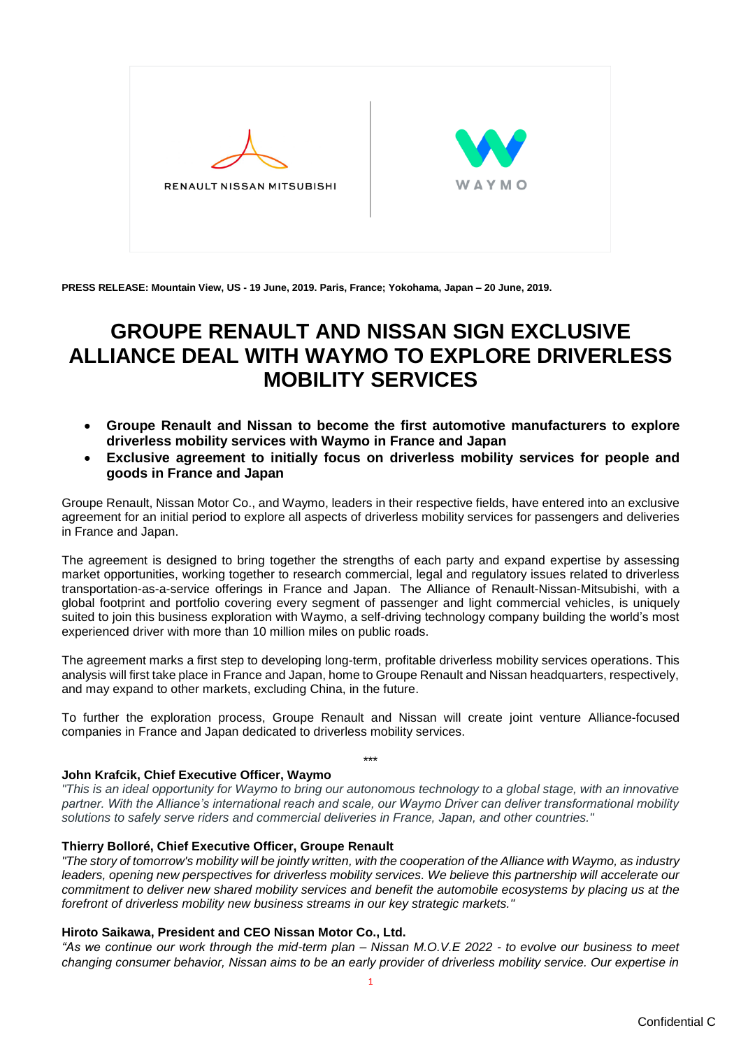RENAULT NISSAN MITSUBISHI

WAYMO

**PRESS RELEASE: Mountain View, US - 19 June, 2019. Paris, France; Yokohama, Japan – 20 June, 2019.**

# GROUPE RENAULT AND NISSAN SIGN EXCLUSIVE ALLIANCE DEAL WITH WAYMO TO EXPLORE DRIVERLESS MOBILITY SERVICES

- **Groupe Renault and Nissan to become the first automotive manufacturers to explore driverless mobility services with Waymo in France and Japan**
- **Exclusive agreement to initially focus on driverless mobility services for people and goods in France and Japan**

Groupe Renault, Nissan Motor Co., and Waymo, leaders in their respective fields, have entered into an exclusive agreement for an initial period to explore all aspects of driverless mobility services for passengers and deliveries in France and Japan.

The agreement is designed to bring together the strengths of each party and expand expertise by assessing market opportunities, working together to research commercial, legal and regulatory issues related to driverless transportation-as-a-service offerings in France and Japan. The Alliance of Renault-Nissan-Mitsubishi, with a global footprint and portfolio covering every segment of passenger and light commercial vehicles, is uniquely suited to join this business exploration with Waymo, a self-driving technology company building the world's most experienced driver with more than 10 million miles on public roads.

The agreement marks a first step to developing long-term, profitable driverless mobility services operations. This analysis will first take place in France and Japan, home to Groupe Renault and Nissan headquarters, respectively, and may expand to other markets, excluding China, in the future.

To further the exploration process, Groupe Renault and Nissan will create joint venture Alliance-focused companies in France and Japan dedicated to driverless mobility services.

***

**John Krafcik, Chief Executive Officer, Waymo**
*"This is an ideal opportunity for Waymo to bring our autonomous technology to a global stage, with an innovative partner. With the Alliance's international reach and scale, our Waymo Driver can deliver transformational mobility solutions to safely serve riders and commercial deliveries in France, Japan, and other countries."*

**Thierry Bolloré, Chief Executive Officer, Groupe Renault**
*"The story of tomorrow's mobility will be jointly written, with the cooperation of the Alliance with Waymo, as industry leaders, opening new perspectives for driverless mobility services. We believe this partnership will accelerate our commitment to deliver new shared mobility services and benefit the automobile ecosystems by placing us at the forefront of driverless mobility new business streams in our key strategic markets."*

**Hiroto Saikawa, President and CEO Nissan Motor Co., Ltd.**
*"As we continue our work through the mid-term plan – Nissan M.O.V.E 2022 - to evolve our business to meet changing consumer behavior, Nissan aims to be an early provider of driverless mobility service. Our expertise in*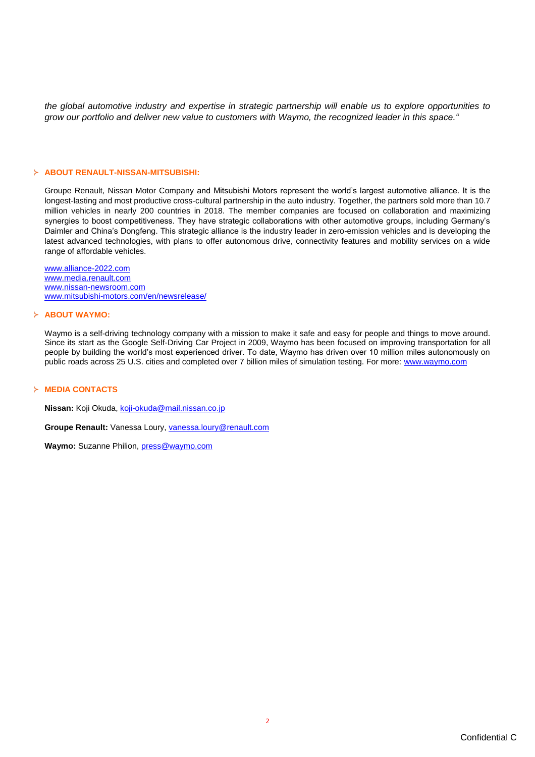*the global automotive industry and expertise in strategic partnership will enable us to explore opportunities to grow our portfolio and deliver new value to customers with Waymo, the recognized leader in this space."*

## ABOUT RENAULT-NISSAN-MITSUBISHI:

Groupe Renault, Nissan Motor Company and Mitsubishi Motors represent the world's largest automotive alliance. It is the longest-lasting and most productive cross-cultural partnership in the auto industry. Together, the partners sold more than 10.7 million vehicles in nearly 200 countries in 2018. The member companies are focused on collaboration and maximizing synergies to boost competitiveness. They have strategic collaborations with other automotive groups, including Germany's Daimler and China's Dongfeng. This strategic alliance is the industry leader in zero-emission vehicles and is developing the latest advanced technologies, with plans to offer autonomous drive, connectivity features and mobility services on a wide range of affordable vehicles.

www.alliance-2022.com
www.media.renault.com
www.nissan-newsroom.com
www.mitsubishi-motors.com/en/newsrelease/

## ABOUT WAYMO:

Waymo is a self-driving technology company with a mission to make it safe and easy for people and things to move around. Since its start as the Google Self-Driving Car Project in 2009, Waymo has been focused on improving transportation for all people by building the world's most experienced driver. To date, Waymo has driven over 10 million miles autonomously on public roads across 25 U.S. cities and completed over 7 billion miles of simulation testing. For more: www.waymo.com

## MEDIA CONTACTS

**Nissan:** Koji Okuda, koji-okuda@mail.nissan.co.jp

**Groupe Renault:** Vanessa Loury, vanessa.loury@renault.com

**Waymo:** Suzanne Philion, press@waymo.com

Confidential C